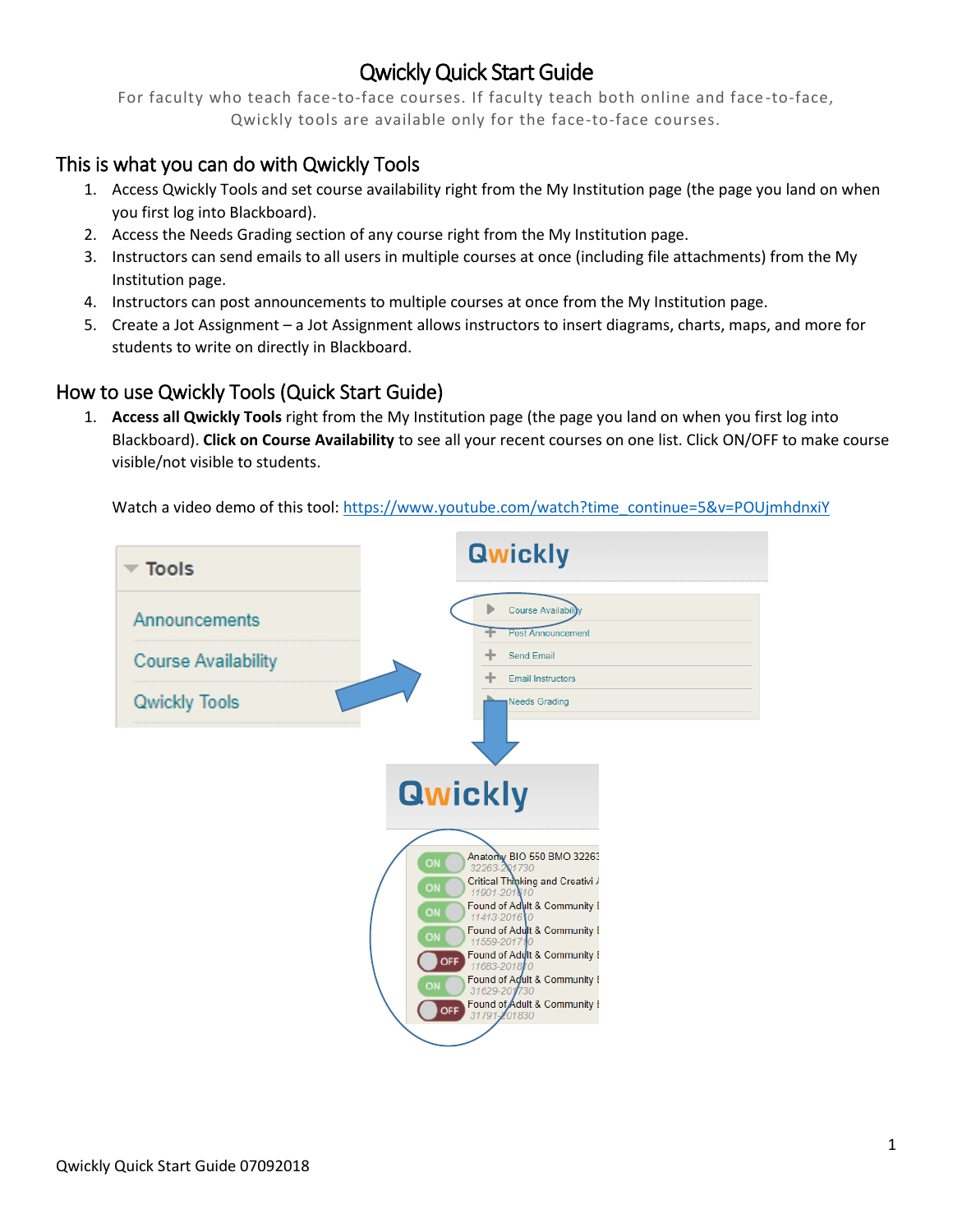# Qwickly Quick Start Guide

For faculty who teach face-to-face courses. If faculty teach both online and face-to-face, Qwickly tools are available only for the face-to-face courses.

## This is what you can do with Qwickly Tools

1. Access Qwickly Tools and set course availability right from the My Institution page (the page you land on when you first log into Blackboard).
2. Access the Needs Grading section of any course right from the My Institution page.
3. Instructors can send emails to all users in multiple courses at once (including file attachments) from the My Institution page.
4. Instructors can post announcements to multiple courses at once from the My Institution page.
5. Create a Jot Assignment – a Jot Assignment allows instructors to insert diagrams, charts, maps, and more for students to write on directly in Blackboard.

## How to use Qwickly Tools (Quick Start Guide)

1. **Access all Qwickly Tools** right from the My Institution page (the page you land on when you first log into Blackboard). **Click on Course Availability** to see all your recent courses on one list. Click ON/OFF to make course visible/not visible to students.

   Watch a video demo of this tool: https://www.youtube.com/watch?time_continue=5&v=POUjmhdnxiY

Qwickly Quick Start Guide 07092018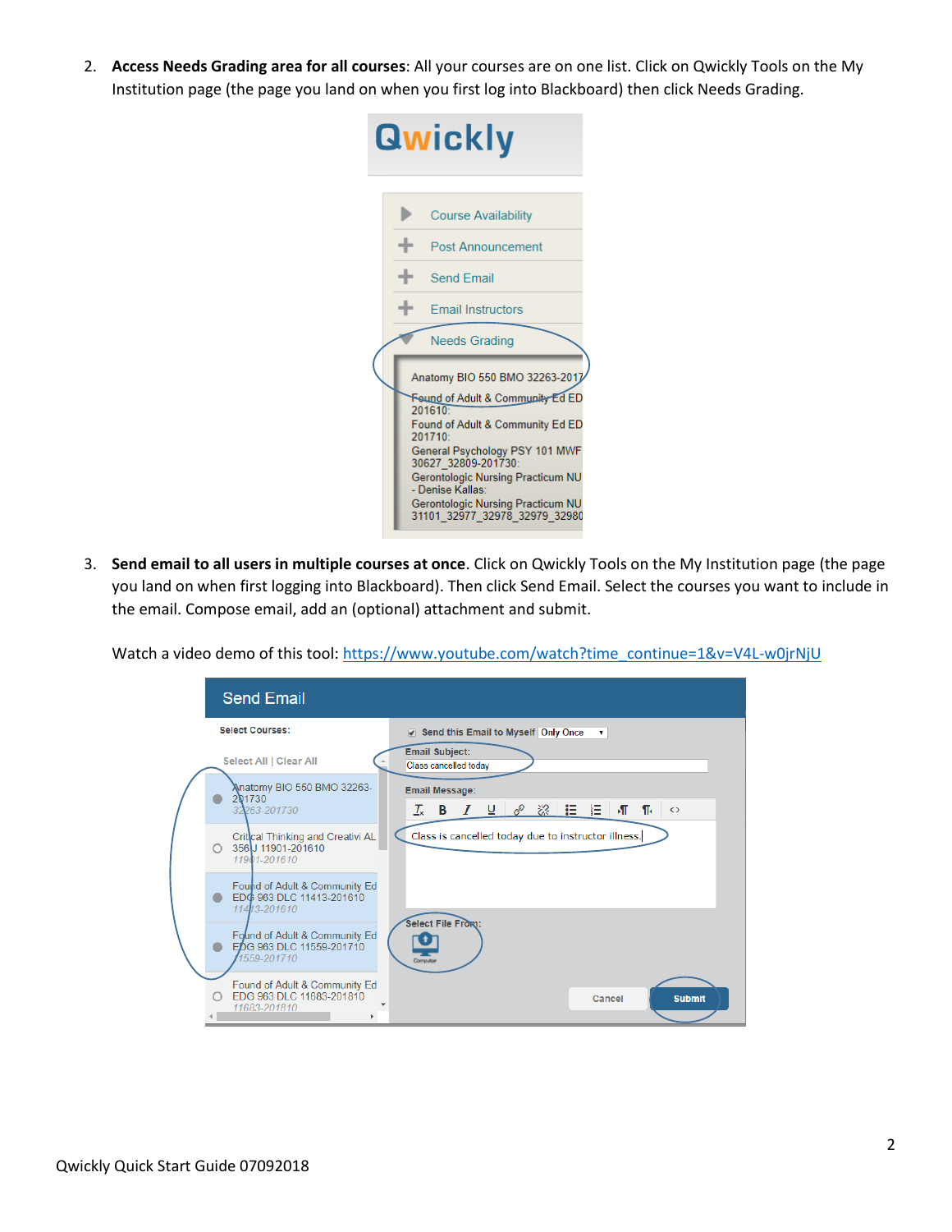2. **Access Needs Grading area for all courses**: All your courses are on one list. Click on Qwickly Tools on the My Institution page (the page you land on when you first log into Blackboard) then click Needs Grading.

3. **Send email to all users in multiple courses at once**. Click on Qwickly Tools on the My Institution page (the page you land on when first logging into Blackboard). Then click Send Email. Select the courses you want to include in the email. Compose email, add an (optional) attachment and submit.

   Watch a video demo of this tool: https://www.youtube.com/watch?time_continue=1&v=V4L-w0jrNjU

Qwickly Quick Start Guide 07092018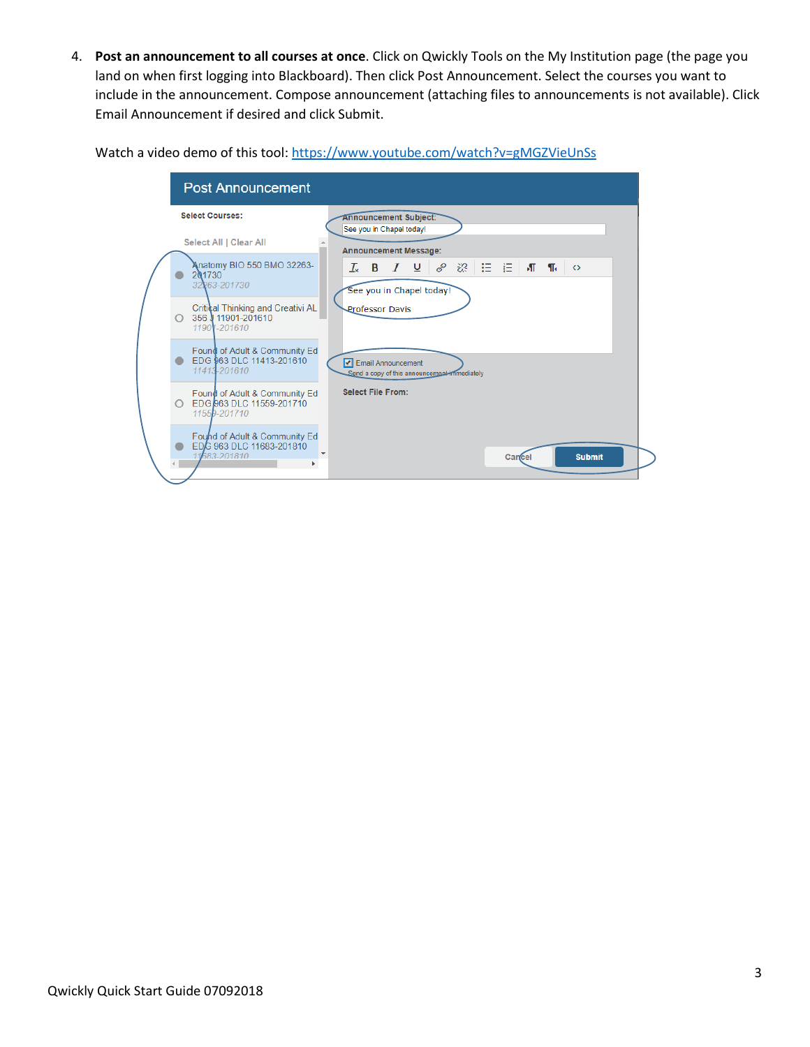4. **Post an announcement to all courses at once**. Click on Qwickly Tools on the My Institution page (the page you land on when first logging into Blackboard). Then click Post Announcement. Select the courses you want to include in the announcement. Compose announcement (attaching files to announcements is not available). Click Email Announcement if desired and click Submit.

   Watch a video demo of this tool: https://www.youtube.com/watch?v=gMGZVieUnSs

Qwickly Quick Start Guide 07092018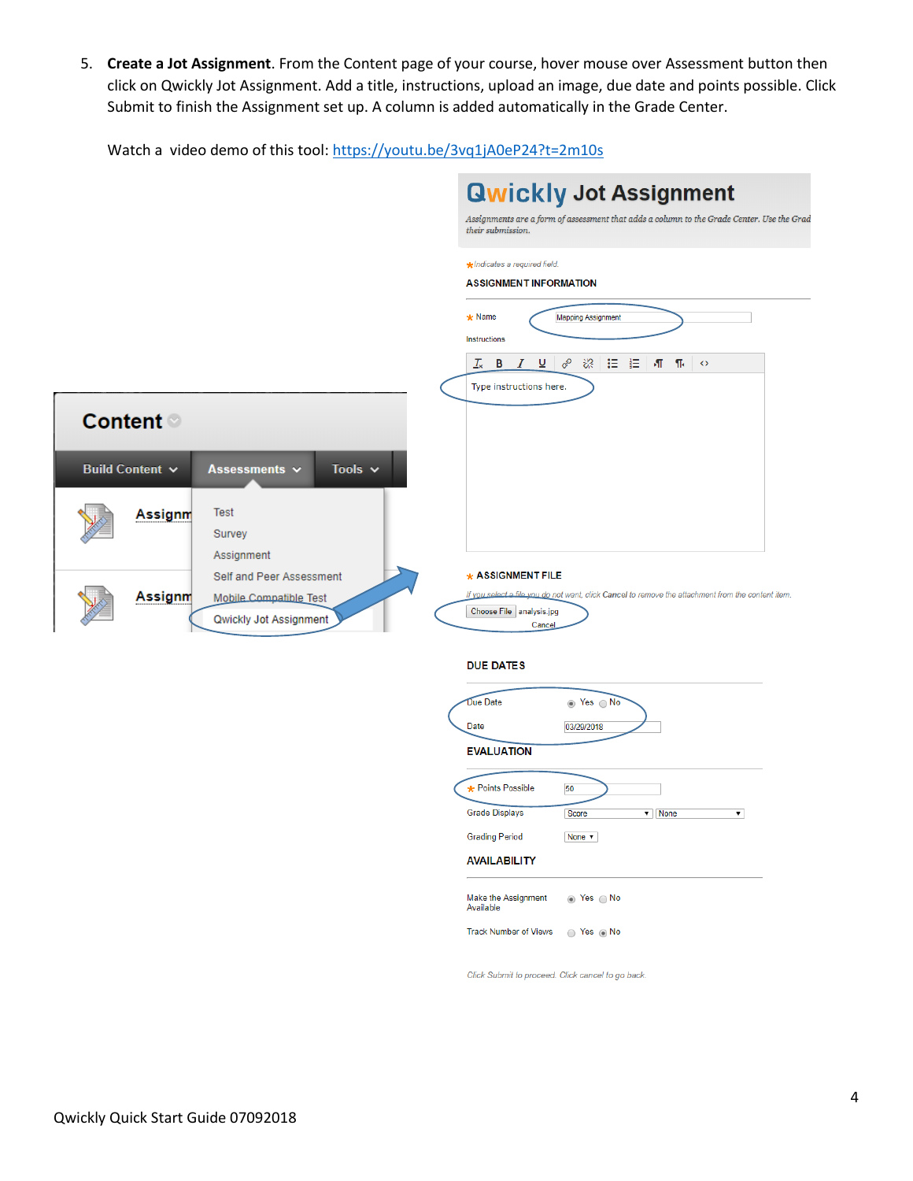5. **Create a Jot Assignment**. From the Content page of your course, hover mouse over Assessment button then click on Qwickly Jot Assignment. Add a title, instructions, upload an image, due date and points possible. Click Submit to finish the Assignment set up. A column is added automatically in the Grade Center.

   Watch a video demo of this tool: https://youtu.be/3vq1jA0eP24?t=2m10s

Qwickly Quick Start Guide 07092018